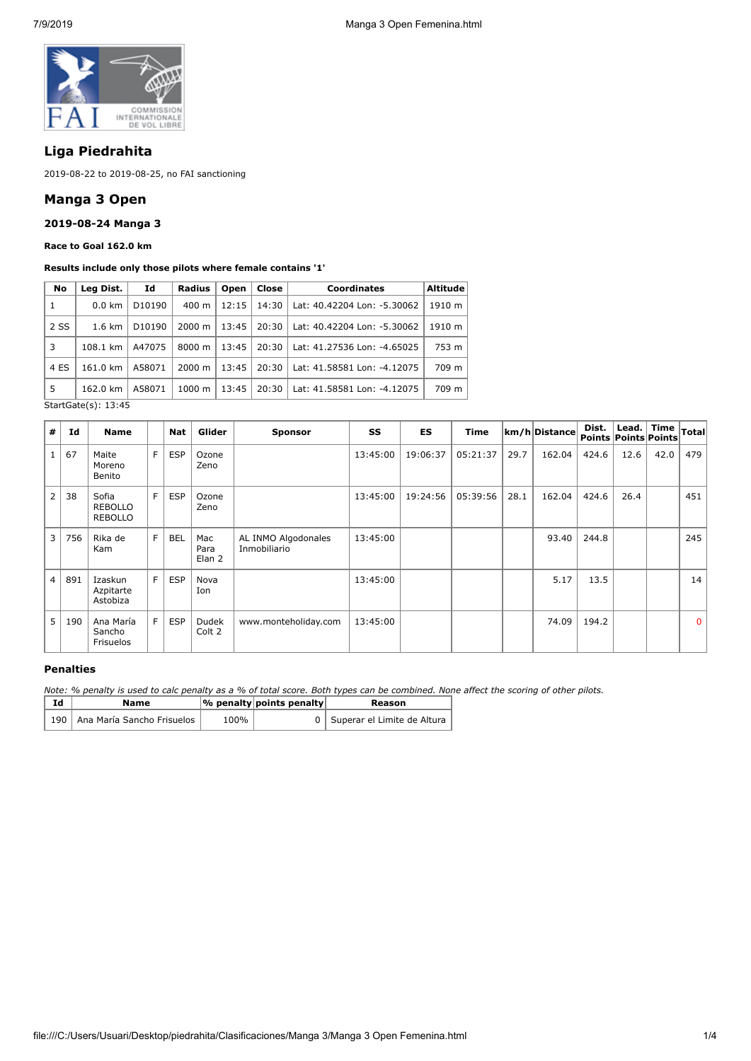## Liga Piedrahita

2019-08-22 to 2019-08-25, no FAI sanctioning

## Manga 3 Open

### 2019-08-24 Manga 3

**Race to Goal 162.0 km**

**Results include only those pilots where female contains '1'**

| No | Leg Dist. | Id | Radius | Open | Close | Coordinates | Altitude |
|---|---|---|---|---|---|---|---|
| 1 | 0.0 km | D10190 | 400 m | 12:15 | 14:30 | Lat: 40.42204 Lon: -5.30062 | 1910 m |
| 2 SS | 1.6 km | D10190 | 2000 m | 13:45 | 20:30 | Lat: 40.42204 Lon: -5.30062 | 1910 m |
| 3 | 108.1 km | A47075 | 8000 m | 13:45 | 20:30 | Lat: 41.27536 Lon: -4.65025 | 753 m |
| 4 ES | 161.0 km | A58071 | 2000 m | 13:45 | 20:30 | Lat: 41.58581 Lon: -4.12075 | 709 m |
| 5 | 162.0 km | A58071 | 1000 m | 13:45 | 20:30 | Lat: 41.58581 Lon: -4.12075 | 709 m |

StartGate(s): 13:45

| # | Id | Name | | Nat | Glider | Sponsor | SS | ES | Time | km/h | Distance | Dist. Points | Lead. Points | Time Points | Total |
|---|---|---|---|---|---|---|---|---|---|---|---|---|---|---|---|
| 1 | 67 | Maite Moreno Benito | F | ESP | Ozone Zeno | | 13:45:00 | 19:06:37 | 05:21:37 | 29.7 | 162.04 | 424.6 | 12.6 | 42.0 | 479 |
| 2 | 38 | Sofia REBOLLO REBOLLO | F | ESP | Ozone Zeno | | 13:45:00 | 19:24:56 | 05:39:56 | 28.1 | 162.04 | 424.6 | 26.4 | | 451 |
| 3 | 756 | Rika de Kam | F | BEL | Mac Para Elan 2 | AL INMO Algodonales Inmobiliario | 13:45:00 | | | | 93.40 | 244.8 | | | 245 |
| 4 | 891 | Izaskun Azpitarte Astobiza | F | ESP | Nova Ion | | 13:45:00 | | | | 5.17 | 13.5 | | | 14 |
| 5 | 190 | Ana María Sancho Frisuelos | F | ESP | Dudek Colt 2 | www.monteholiday.com | 13:45:00 | | | | 74.09 | 194.2 | | | 0 |

### Penalties

*Note: % penalty is used to calc penalty as a % of total score. Both types can be combined. None affect the scoring of other pilots.*

| Id | Name | % penalty | points penalty | Reason |
|---|---|---|---|---|
| 190 | Ana María Sancho Frisuelos | 100% | 0 | Superar el Limite de Altura |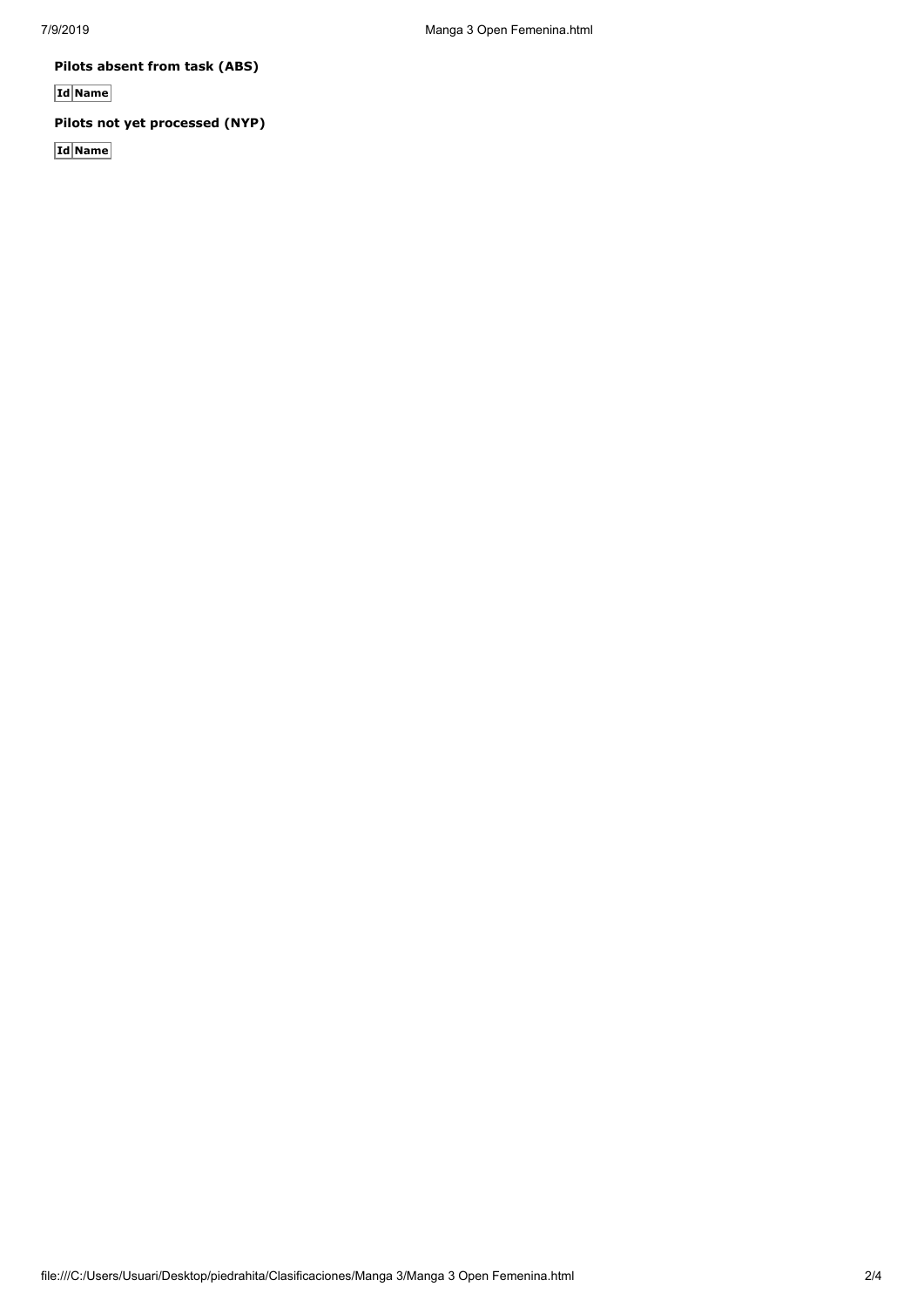**Pilots absent from task (ABS)**

| Id | Name |
| --- | --- |

**Pilots not yet processed (NYP)**

| Id | Name |
| --- | --- |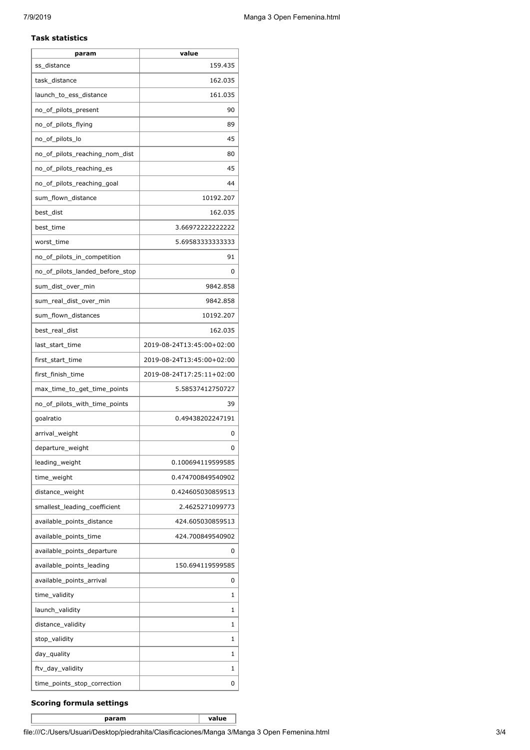**Task statistics**

| param | value |
| --- | --- |
| ss_distance | 159.435 |
| task_distance | 162.035 |
| launch_to_ess_distance | 161.035 |
| no_of_pilots_present | 90 |
| no_of_pilots_flying | 89 |
| no_of_pilots_lo | 45 |
| no_of_pilots_reaching_nom_dist | 80 |
| no_of_pilots_reaching_es | 45 |
| no_of_pilots_reaching_goal | 44 |
| sum_flown_distance | 10192.207 |
| best_dist | 162.035 |
| best_time | 3.66972222222222 |
| worst_time | 5.69583333333333 |
| no_of_pilots_in_competition | 91 |
| no_of_pilots_landed_before_stop | 0 |
| sum_dist_over_min | 9842.858 |
| sum_real_dist_over_min | 9842.858 |
| sum_flown_distances | 10192.207 |
| best_real_dist | 162.035 |
| last_start_time | 2019-08-24T13:45:00+02:00 |
| first_start_time | 2019-08-24T13:45:00+02:00 |
| first_finish_time | 2019-08-24T17:25:11+02:00 |
| max_time_to_get_time_points | 5.58537412750727 |
| no_of_pilots_with_time_points | 39 |
| goalratio | 0.49438202247191 |
| arrival_weight | 0 |
| departure_weight | 0 |
| leading_weight | 0.100694119599585 |
| time_weight | 0.474700849540902 |
| distance_weight | 0.424605030859513 |
| smallest_leading_coefficient | 2.4625271099773 |
| available_points_distance | 424.605030859513 |
| available_points_time | 424.700849540902 |
| available_points_departure | 0 |
| available_points_leading | 150.694119599585 |
| available_points_arrival | 0 |
| time_validity | 1 |
| launch_validity | 1 |
| distance_validity | 1 |
| stop_validity | 1 |
| day_quality | 1 |
| ftv_day_validity | 1 |
| time_points_stop_correction | 0 |

**Scoring formula settings**

| param | value |
| --- | --- |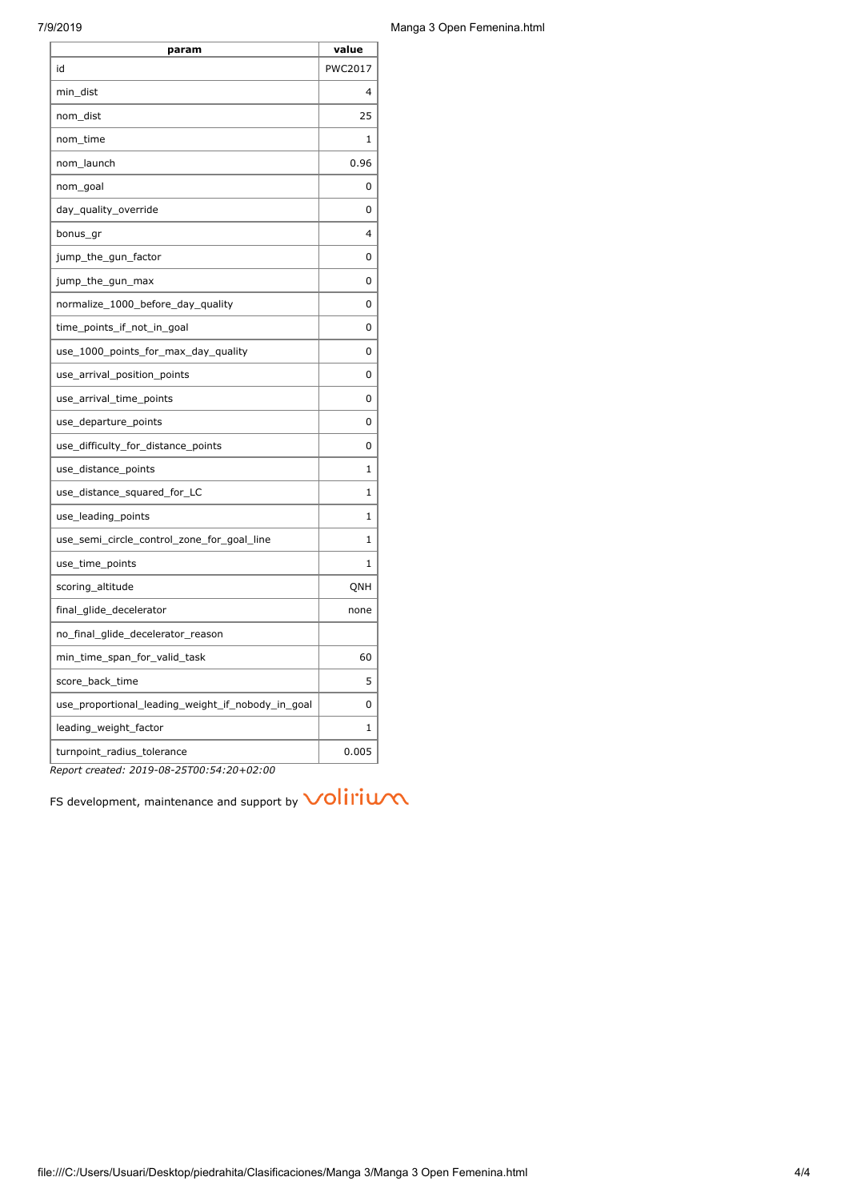| param | value |
|---|---|
| id | PWC2017 |
| min_dist | 4 |
| nom_dist | 25 |
| nom_time | 1 |
| nom_launch | 0.96 |
| nom_goal | 0 |
| day_quality_override | 0 |
| bonus_gr | 4 |
| jump_the_gun_factor | 0 |
| jump_the_gun_max | 0 |
| normalize_1000_before_day_quality | 0 |
| time_points_if_not_in_goal | 0 |
| use_1000_points_for_max_day_quality | 0 |
| use_arrival_position_points | 0 |
| use_arrival_time_points | 0 |
| use_departure_points | 0 |
| use_difficulty_for_distance_points | 0 |
| use_distance_points | 1 |
| use_distance_squared_for_LC | 1 |
| use_leading_points | 1 |
| use_semi_circle_control_zone_for_goal_line | 1 |
| use_time_points | 1 |
| scoring_altitude | QNH |
| final_glide_decelerator | none |
| no_final_glide_decelerator_reason | |
| min_time_span_for_valid_task | 60 |
| score_back_time | 5 |
| use_proportional_leading_weight_if_nobody_in_goal | 0 |
| leading_weight_factor | 1 |
| turnpoint_radius_tolerance | 0.005 |

*Report created: 2019-08-25T00:54:20+02:00*

FS development, maintenance and support by volirium